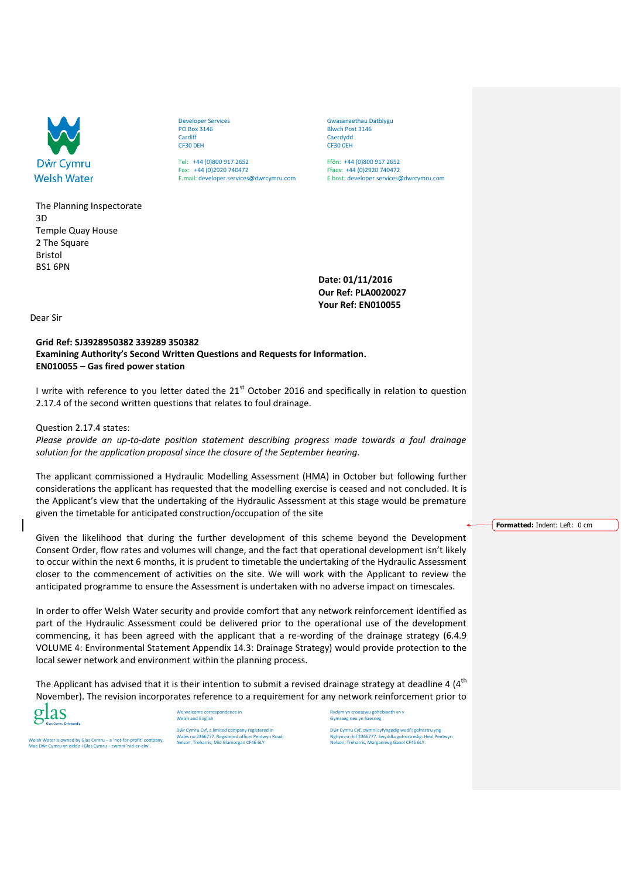Dŵr Cymru
Welsh Water

Developer Services
PO Box 3146
Cardiff
CF30 0EH

Tel: +44 (0)800 917 2652
Fax: +44 (0)2920 740472
E.mail: developer.services@dwrcymru.com

Gwasanaethau Datblygu
Blwch Post 3146
Caerdydd
CF30 0EH

Ffôn: +44 (0)800 917 2652
Ffacs: +44 (0)2920 740472
E.bost: developer.services@dwrcymru.com

The Planning Inspectorate
3D
Temple Quay House
2 The Square
Bristol
BS1 6PN

**Date: 01/11/2016**
**Our Ref: PLA0020027**
**Your Ref: EN010055**

Dear Sir

**Grid Ref: SJ3928950382 339289 350382**
**Examining Authority's Second Written Questions and Requests for Information.**
**EN010055 – Gas fired power station**

I write with reference to you letter dated the 21st October 2016 and specifically in relation to question 2.17.4 of the second written questions that relates to foul drainage.

Question 2.17.4 states:
*Please provide an up-to-date position statement describing progress made towards a foul drainage solution for the application proposal since the closure of the September hearing.*

The applicant commissioned a Hydraulic Modelling Assessment (HMA) in October but following further considerations the applicant has requested that the modelling exercise is ceased and not concluded. It is the Applicant's view that the undertaking of the Hydraulic Assessment at this stage would be premature given the timetable for anticipated construction/occupation of the site

Given the likelihood that during the further development of this scheme beyond the Development Consent Order, flow rates and volumes will change, and the fact that operational development isn't likely to occur within the next 6 months, it is prudent to timetable the undertaking of the Hydraulic Assessment closer to the commencement of activities on the site. We will work with the Applicant to review the anticipated programme to ensure the Assessment is undertaken with no adverse impact on timescales.

In order to offer Welsh Water security and provide comfort that any network reinforcement identified as part of the Hydraulic Assessment could be delivered prior to the operational use of the development commencing, it has been agreed with the applicant that a re-wording of the drainage strategy (6.4.9 VOLUME 4: Environmental Statement Appendix 14.3: Drainage Strategy) would provide protection to the local sewer network and environment within the planning process.

The Applicant has advised that it is their intention to submit a revised drainage strategy at deadline 4 (4th November). The revision incorporates reference to a requirement for any network reinforcement prior to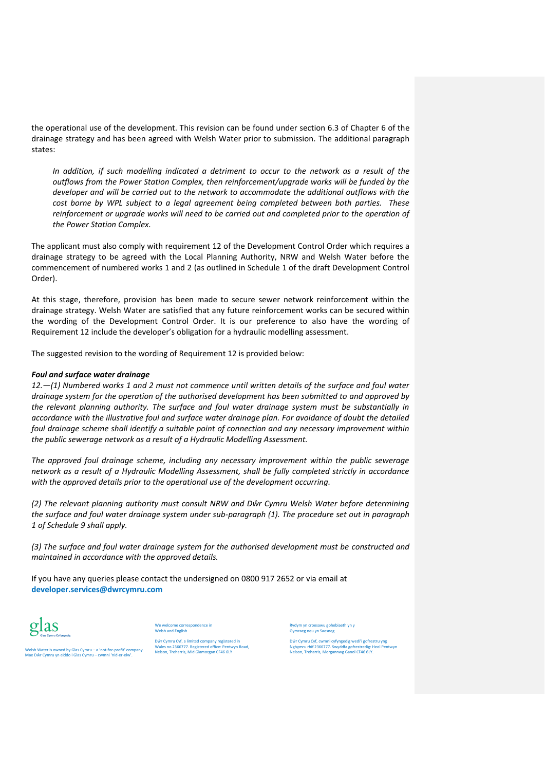the operational use of the development. This revision can be found under section 6.3 of Chapter 6 of the drainage strategy and has been agreed with Welsh Water prior to submission. The additional paragraph states:

> *In addition, if such modelling indicated a detriment to occur to the network as a result of the outflows from the Power Station Complex, then reinforcement/upgrade works will be funded by the developer and will be carried out to the network to accommodate the additional outflows with the cost borne by WPL subject to a legal agreement being completed between both parties. These reinforcement or upgrade works will need to be carried out and completed prior to the operation of the Power Station Complex.*

The applicant must also comply with requirement 12 of the Development Control Order which requires a drainage strategy to be agreed with the Local Planning Authority, NRW and Welsh Water before the commencement of numbered works 1 and 2 (as outlined in Schedule 1 of the draft Development Control Order).

At this stage, therefore, provision has been made to secure sewer network reinforcement within the drainage strategy. Welsh Water are satisfied that any future reinforcement works can be secured within the wording of the Development Control Order. It is our preference to also have the wording of Requirement 12 include the developer's obligation for a hydraulic modelling assessment.

The suggested revision to the wording of Requirement 12 is provided below:

***Foul and surface water drainage***

*12.—(1) Numbered works 1 and 2 must not commence until written details of the surface and foul water drainage system for the operation of the authorised development has been submitted to and approved by the relevant planning authority. The surface and foul water drainage system must be substantially in accordance with the illustrative foul and surface water drainage plan. For avoidance of doubt the detailed foul drainage scheme shall identify a suitable point of connection and any necessary improvement within the public sewerage network as a result of a Hydraulic Modelling Assessment.*

*The approved foul drainage scheme, including any necessary improvement within the public sewerage network as a result of a Hydraulic Modelling Assessment, shall be fully completed strictly in accordance with the approved details prior to the operational use of the development occurring.*

*(2) The relevant planning authority must consult NRW and Dŵr Cymru Welsh Water before determining the surface and foul water drainage system under sub-paragraph (1). The procedure set out in paragraph 1 of Schedule 9 shall apply.*

*(3) The surface and foul water drainage system for the authorised development must be constructed and maintained in accordance with the approved details.*

If you have any queries please contact the undersigned on 0800 917 2652 or via email at **developer.services@dwrcymru.com**

glas
Glas Cymru Cyfyngedig

Welsh Water is owned by Glas Cymru – a 'not-for-profit' company.
Mae Dŵr Cymru yn eiddo i Glas Cymru – cwmni 'nid-er-elw'.

We welcome correspondence in Welsh and English

Dŵr Cymru Cyf, a limited company registered in Wales no 2366777. Registered office: Pentwyn Road, Nelson, Treharris, Mid Glamorgan CF46 6LY

Rydym yn croesawu gohebiaeth yn y Gymraeg neu yn Saesneg

Dŵr Cymru Cyf, cwmni cyfyngedig wedi'i gofrestru yng Nghymru rhif 2366777. Swyddfa gofrestredig: Heol Pentwyn Nelson, Treharris, Morgannwg Ganol CF46 6LY.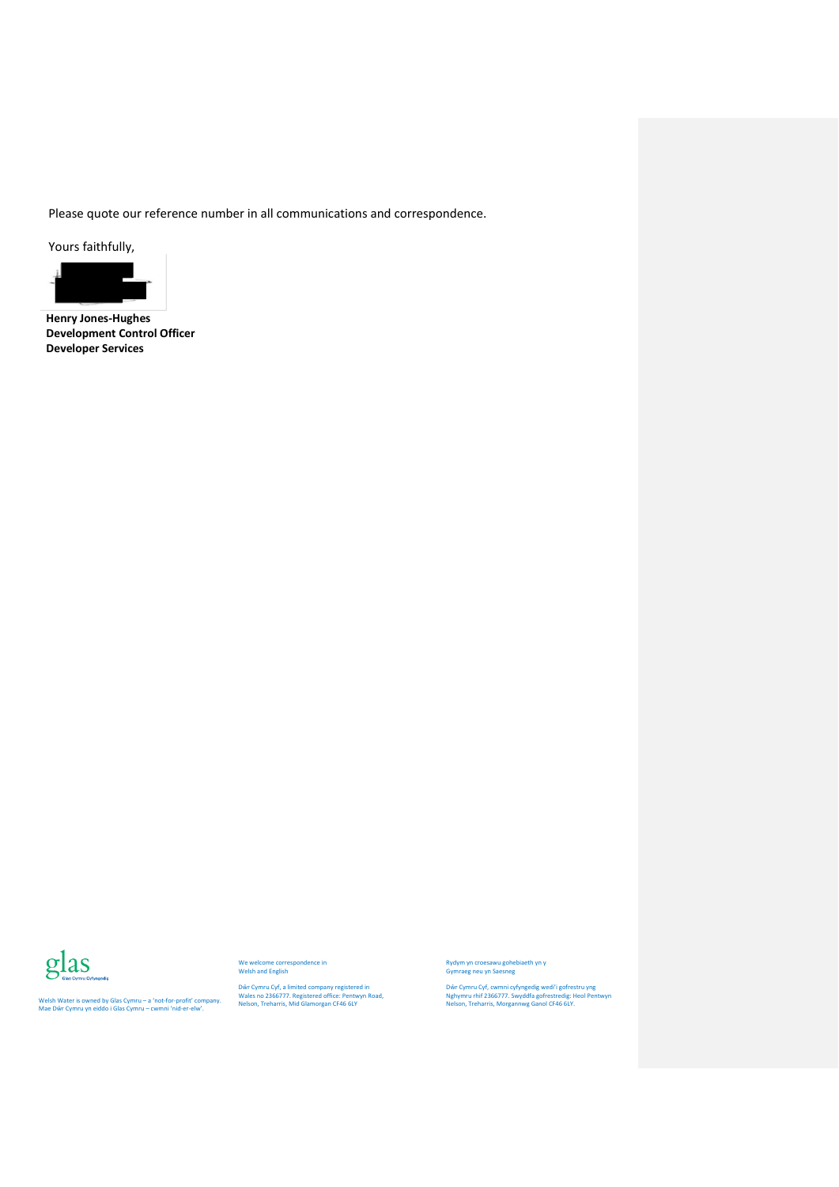Please quote our reference number in all communications and correspondence.

Yours faithfully,

**Henry Jones-Hughes**
**Development Control Officer**
**Developer Services**

glas
Glas Cymru Cyfyngedig

Welsh Water is owned by Glas Cymru – a 'not-for-profit' company.
Mae Dŵr Cymru yn eiddo i Glas Cymru – cwmni 'nid-er-elw'.

We welcome correspondence in Welsh and English

Dŵr Cymru Cyf, a limited company registered in Wales no 2366777. Registered office: Pentwyn Road, Nelson, Treharris, Mid Glamorgan CF46 6LY

Rydym yn croesawu gohebiaeth yn y Gymraeg neu yn Saesneg

Dŵr Cymru Cyf, cwmni cyfyngedig wedi'i gofrestru yng Nghymru rhif 2366777. Swyddfa gofrestredig: Heol Pentwyn Nelson, Treharris, Morgannwg Ganol CF46 6LY.